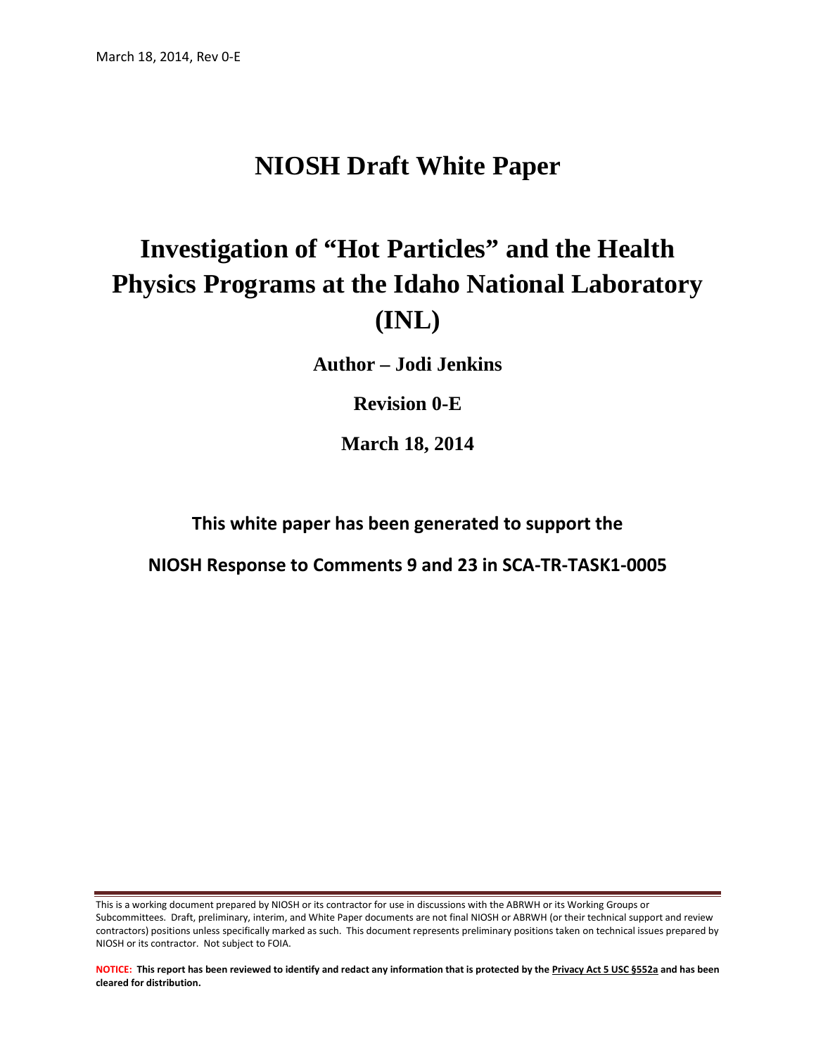# NIOSH Draft White Paper

# Investigation of "Hot Particles" and the Health Physics Programs at the Idaho National Laboratory (INL)

**Author – Jodi Jenkins**

**Revision 0-E**

**March 18, 2014**

**This white paper has been generated to support the**

**NIOSH Response to Comments 9 and 23 in SCA-TR-TASK1-0005**

This is a working document prepared by NIOSH or its contractor for use in discussions with the ABRWH or its Working Groups or Subcommittees. Draft, preliminary, interim, and White Paper documents are not final NIOSH or ABRWH (or their technical support and review contractors) positions unless specifically marked as such. This document represents preliminary positions taken on technical issues prepared by NIOSH or its contractor. Not subject to FOIA.

**NOTICE: This report has been reviewed to identify and redact any information that is protected by the Privacy Act 5 USC §552a and has been cleared for distribution.**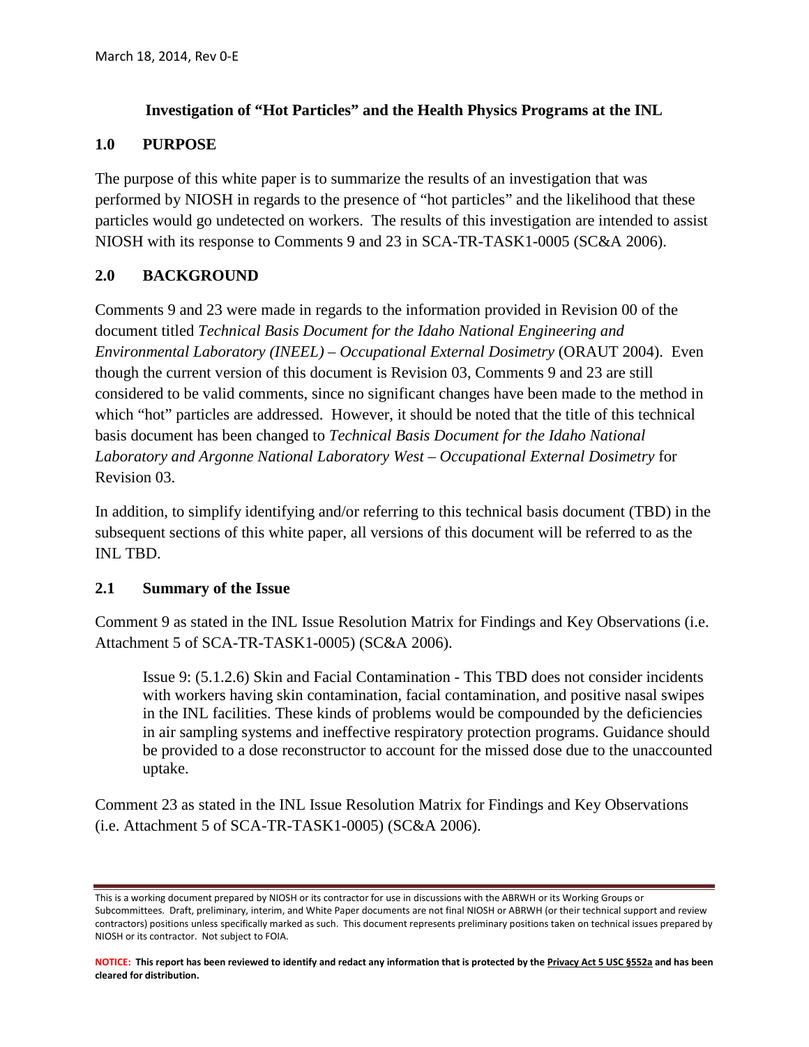## Investigation of "Hot Particles" and the Health Physics Programs at the INL

## 1.0 PURPOSE

The purpose of this white paper is to summarize the results of an investigation that was performed by NIOSH in regards to the presence of "hot particles" and the likelihood that these particles would go undetected on workers. The results of this investigation are intended to assist NIOSH with its response to Comments 9 and 23 in SCA-TR-TASK1-0005 (SC&A 2006).

## 2.0 BACKGROUND

Comments 9 and 23 were made in regards to the information provided in Revision 00 of the document titled *Technical Basis Document for the Idaho National Engineering and Environmental Laboratory (INEEL) – Occupational External Dosimetry* (ORAUT 2004). Even though the current version of this document is Revision 03, Comments 9 and 23 are still considered to be valid comments, since no significant changes have been made to the method in which "hot" particles are addressed. However, it should be noted that the title of this technical basis document has been changed to *Technical Basis Document for the Idaho National Laboratory and Argonne National Laboratory West – Occupational External Dosimetry* for Revision 03.

In addition, to simplify identifying and/or referring to this technical basis document (TBD) in the subsequent sections of this white paper, all versions of this document will be referred to as the INL TBD.

### 2.1 Summary of the Issue

Comment 9 as stated in the INL Issue Resolution Matrix for Findings and Key Observations (i.e. Attachment 5 of SCA-TR-TASK1-0005) (SC&A 2006).

> Issue 9: (5.1.2.6) Skin and Facial Contamination - This TBD does not consider incidents with workers having skin contamination, facial contamination, and positive nasal swipes in the INL facilities. These kinds of problems would be compounded by the deficiencies in air sampling systems and ineffective respiratory protection programs. Guidance should be provided to a dose reconstructor to account for the missed dose due to the unaccounted uptake.

Comment 23 as stated in the INL Issue Resolution Matrix for Findings and Key Observations (i.e. Attachment 5 of SCA-TR-TASK1-0005) (SC&A 2006).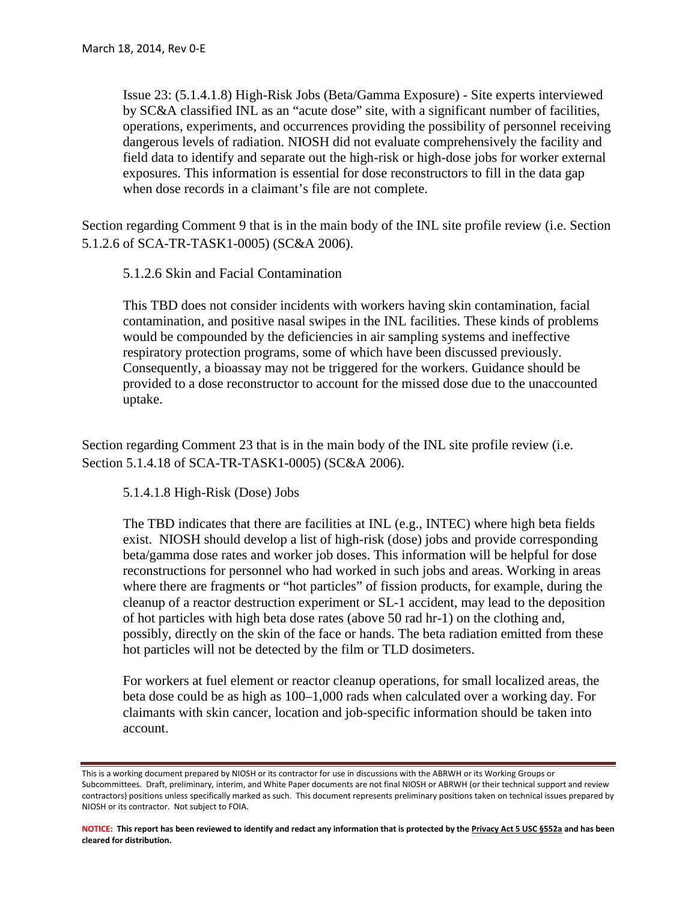Issue 23: (5.1.4.1.8) High-Risk Jobs (Beta/Gamma Exposure) - Site experts interviewed by SC&A classified INL as an "acute dose" site, with a significant number of facilities, operations, experiments, and occurrences providing the possibility of personnel receiving dangerous levels of radiation. NIOSH did not evaluate comprehensively the facility and field data to identify and separate out the high-risk or high-dose jobs for worker external exposures. This information is essential for dose reconstructors to fill in the data gap when dose records in a claimant's file are not complete.

Section regarding Comment 9 that is in the main body of the INL site profile review (i.e. Section 5.1.2.6 of SCA-TR-TASK1-0005) (SC&A 2006).

5.1.2.6 Skin and Facial Contamination

This TBD does not consider incidents with workers having skin contamination, facial contamination, and positive nasal swipes in the INL facilities. These kinds of problems would be compounded by the deficiencies in air sampling systems and ineffective respiratory protection programs, some of which have been discussed previously. Consequently, a bioassay may not be triggered for the workers. Guidance should be provided to a dose reconstructor to account for the missed dose due to the unaccounted uptake.

Section regarding Comment 23 that is in the main body of the INL site profile review (i.e. Section 5.1.4.18 of SCA-TR-TASK1-0005) (SC&A 2006).

5.1.4.1.8 High-Risk (Dose) Jobs

The TBD indicates that there are facilities at INL (e.g., INTEC) where high beta fields exist. NIOSH should develop a list of high-risk (dose) jobs and provide corresponding beta/gamma dose rates and worker job doses. This information will be helpful for dose reconstructions for personnel who had worked in such jobs and areas. Working in areas where there are fragments or "hot particles" of fission products, for example, during the cleanup of a reactor destruction experiment or SL-1 accident, may lead to the deposition of hot particles with high beta dose rates (above 50 rad $hr^{-1}$) on the clothing and, possibly, directly on the skin of the face or hands. The beta radiation emitted from these hot particles will not be detected by the film or TLD dosimeters.

For workers at fuel element or reactor cleanup operations, for small localized areas, the beta dose could be as high as 100–1,000 rads when calculated over a working day. For claimants with skin cancer, location and job-specific information should be taken into account.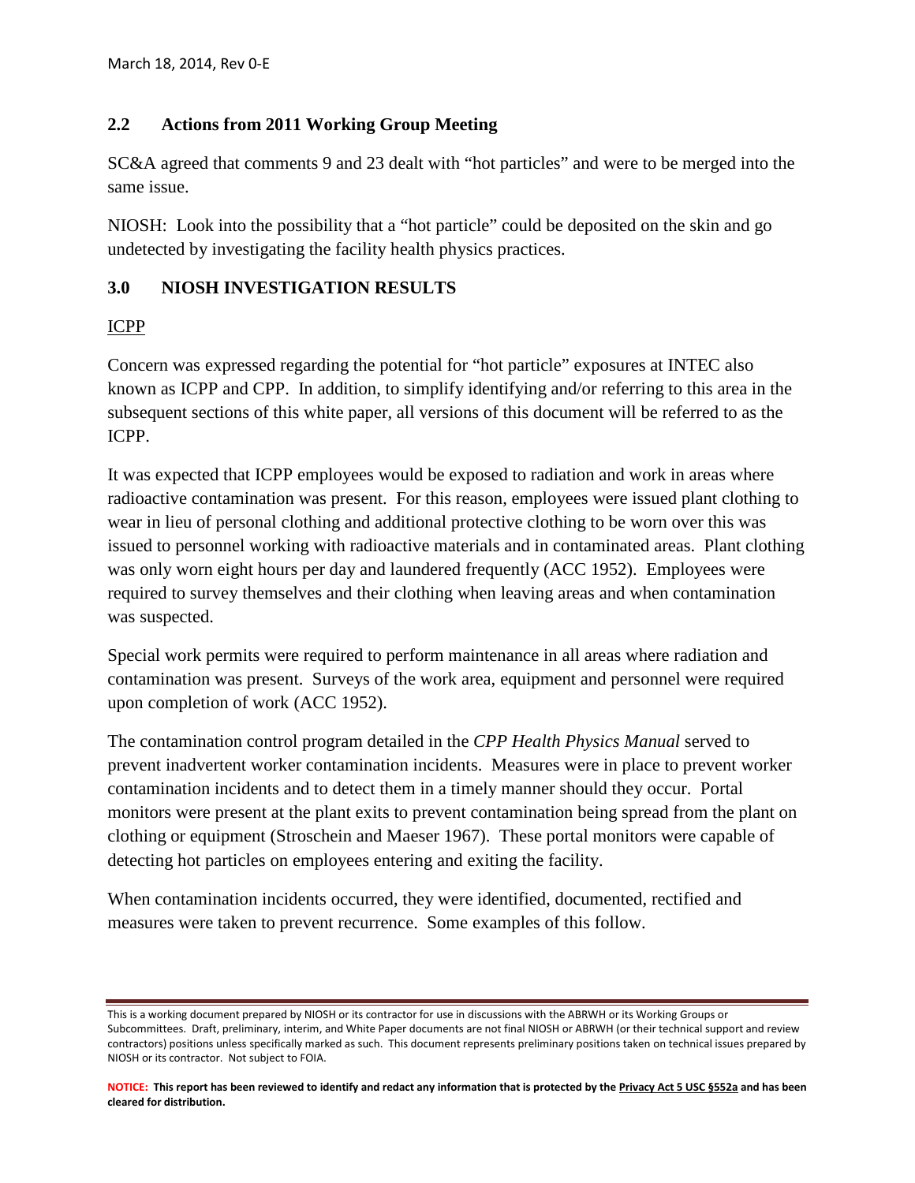## 2.2 Actions from 2011 Working Group Meeting

SC&A agreed that comments 9 and 23 dealt with "hot particles" and were to be merged into the same issue.

NIOSH: Look into the possibility that a "hot particle" could be deposited on the skin and go undetected by investigating the facility health physics practices.

## 3.0 NIOSH INVESTIGATION RESULTS

ICPP

Concern was expressed regarding the potential for "hot particle" exposures at INTEC also known as ICPP and CPP. In addition, to simplify identifying and/or referring to this area in the subsequent sections of this white paper, all versions of this document will be referred to as the ICPP.

It was expected that ICPP employees would be exposed to radiation and work in areas where radioactive contamination was present. For this reason, employees were issued plant clothing to wear in lieu of personal clothing and additional protective clothing to be worn over this was issued to personnel working with radioactive materials and in contaminated areas. Plant clothing was only worn eight hours per day and laundered frequently (ACC 1952). Employees were required to survey themselves and their clothing when leaving areas and when contamination was suspected.

Special work permits were required to perform maintenance in all areas where radiation and contamination was present. Surveys of the work area, equipment and personnel were required upon completion of work (ACC 1952).

The contamination control program detailed in the *CPP Health Physics Manual* served to prevent inadvertent worker contamination incidents. Measures were in place to prevent worker contamination incidents and to detect them in a timely manner should they occur. Portal monitors were present at the plant exits to prevent contamination being spread from the plant on clothing or equipment (Stroschein and Maeser 1967). These portal monitors were capable of detecting hot particles on employees entering and exiting the facility.

When contamination incidents occurred, they were identified, documented, rectified and measures were taken to prevent recurrence. Some examples of this follow.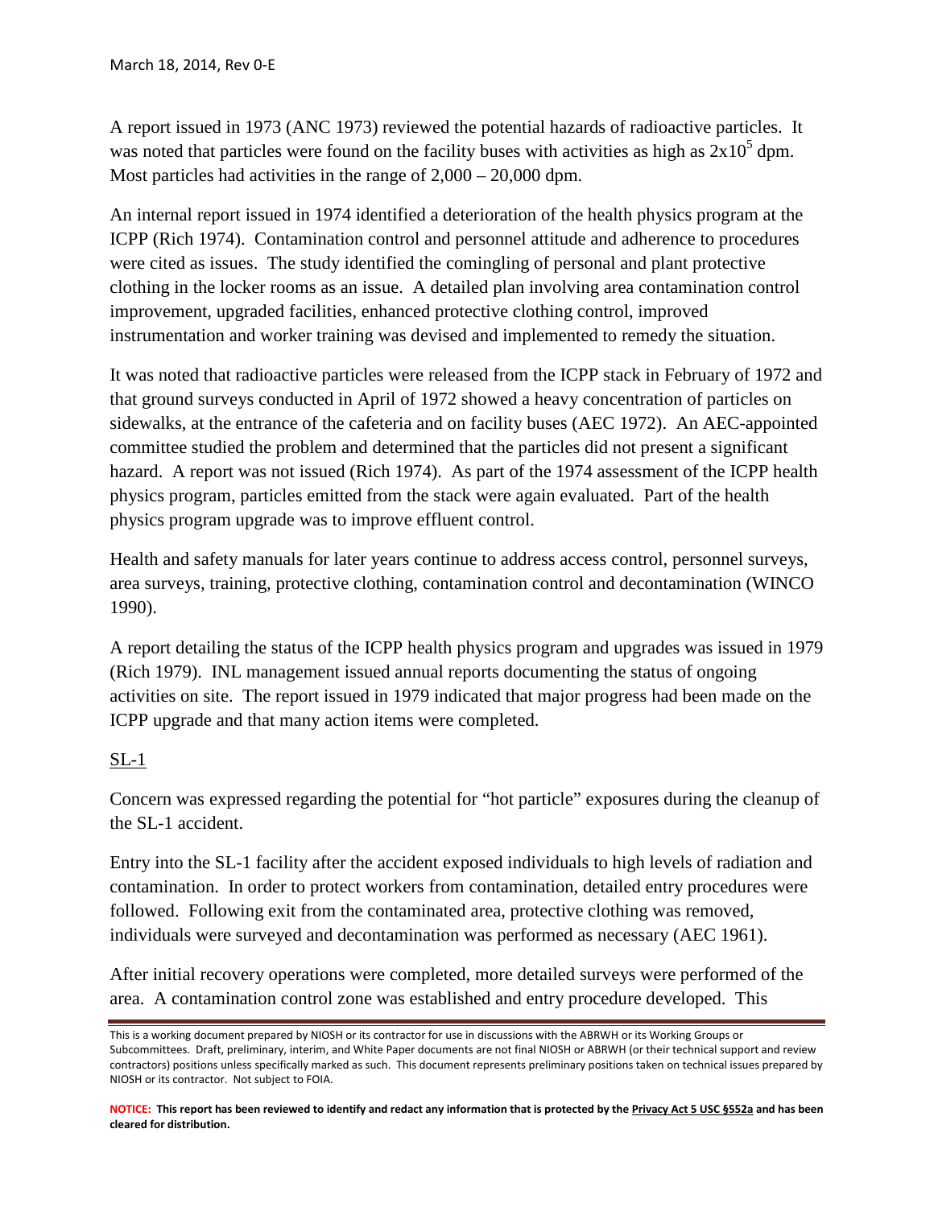A report issued in 1973 (ANC 1973) reviewed the potential hazards of radioactive particles. It was noted that particles were found on the facility buses with activities as high as $2x10^5$ dpm. Most particles had activities in the range of 2,000 – 20,000 dpm.

An internal report issued in 1974 identified a deterioration of the health physics program at the ICPP (Rich 1974). Contamination control and personnel attitude and adherence to procedures were cited as issues. The study identified the comingling of personal and plant protective clothing in the locker rooms as an issue. A detailed plan involving area contamination control improvement, upgraded facilities, enhanced protective clothing control, improved instrumentation and worker training was devised and implemented to remedy the situation.

It was noted that radioactive particles were released from the ICPP stack in February of 1972 and that ground surveys conducted in April of 1972 showed a heavy concentration of particles on sidewalks, at the entrance of the cafeteria and on facility buses (AEC 1972). An AEC-appointed committee studied the problem and determined that the particles did not present a significant hazard. A report was not issued (Rich 1974). As part of the 1974 assessment of the ICPP health physics program, particles emitted from the stack were again evaluated. Part of the health physics program upgrade was to improve effluent control.

Health and safety manuals for later years continue to address access control, personnel surveys, area surveys, training, protective clothing, contamination control and decontamination (WINCO 1990).

A report detailing the status of the ICPP health physics program and upgrades was issued in 1979 (Rich 1979). INL management issued annual reports documenting the status of ongoing activities on site. The report issued in 1979 indicated that major progress had been made on the ICPP upgrade and that many action items were completed.

<u>SL-1</u>

Concern was expressed regarding the potential for "hot particle" exposures during the cleanup of the SL-1 accident.

Entry into the SL-1 facility after the accident exposed individuals to high levels of radiation and contamination. In order to protect workers from contamination, detailed entry procedures were followed. Following exit from the contaminated area, protective clothing was removed, individuals were surveyed and decontamination was performed as necessary (AEC 1961).

After initial recovery operations were completed, more detailed surveys were performed of the area. A contamination control zone was established and entry procedure developed. This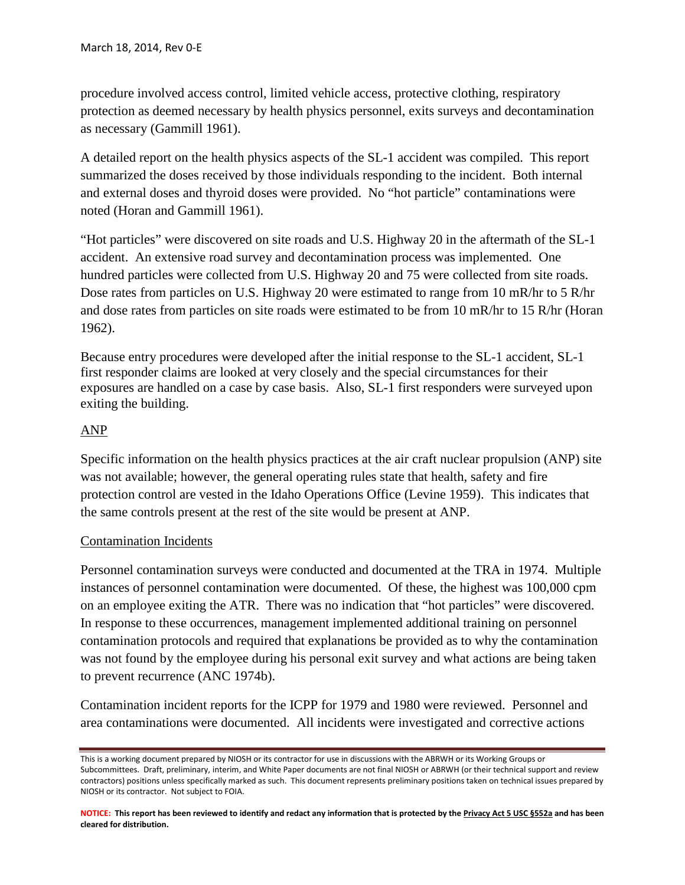procedure involved access control, limited vehicle access, protective clothing, respiratory protection as deemed necessary by health physics personnel, exits surveys and decontamination as necessary (Gammill 1961).

A detailed report on the health physics aspects of the SL-1 accident was compiled. This report summarized the doses received by those individuals responding to the incident. Both internal and external doses and thyroid doses were provided. No "hot particle" contaminations were noted (Horan and Gammill 1961).

"Hot particles" were discovered on site roads and U.S. Highway 20 in the aftermath of the SL-1 accident. An extensive road survey and decontamination process was implemented. One hundred particles were collected from U.S. Highway 20 and 75 were collected from site roads. Dose rates from particles on U.S. Highway 20 were estimated to range from 10 mR/hr to 5 R/hr and dose rates from particles on site roads were estimated to be from 10 mR/hr to 15 R/hr (Horan 1962).

Because entry procedures were developed after the initial response to the SL-1 accident, SL-1 first responder claims are looked at very closely and the special circumstances for their exposures are handled on a case by case basis. Also, SL-1 first responders were surveyed upon exiting the building.

<u>ANP</u>

Specific information on the health physics practices at the air craft nuclear propulsion (ANP) site was not available; however, the general operating rules state that health, safety and fire protection control are vested in the Idaho Operations Office (Levine 1959). This indicates that the same controls present at the rest of the site would be present at ANP.

<u>Contamination Incidents</u>

Personnel contamination surveys were conducted and documented at the TRA in 1974. Multiple instances of personnel contamination were documented. Of these, the highest was 100,000 cpm on an employee exiting the ATR. There was no indication that "hot particles" were discovered. In response to these occurrences, management implemented additional training on personnel contamination protocols and required that explanations be provided as to why the contamination was not found by the employee during his personal exit survey and what actions are being taken to prevent recurrence (ANC 1974b).

Contamination incident reports for the ICPP for 1979 and 1980 were reviewed. Personnel and area contaminations were documented. All incidents were investigated and corrective actions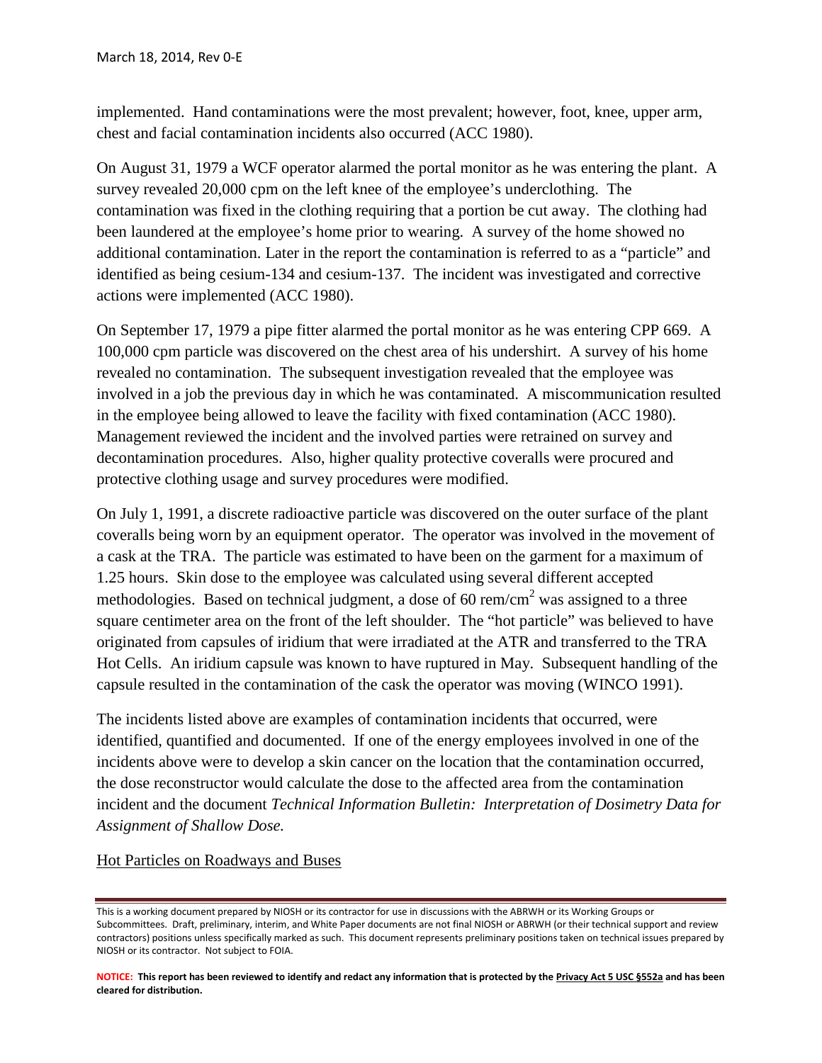implemented. Hand contaminations were the most prevalent; however, foot, knee, upper arm, chest and facial contamination incidents also occurred (ACC 1980).

On August 31, 1979 a WCF operator alarmed the portal monitor as he was entering the plant. A survey revealed 20,000 cpm on the left knee of the employee's underclothing. The contamination was fixed in the clothing requiring that a portion be cut away. The clothing had been laundered at the employee's home prior to wearing. A survey of the home showed no additional contamination. Later in the report the contamination is referred to as a "particle" and identified as being cesium-134 and cesium-137. The incident was investigated and corrective actions were implemented (ACC 1980).

On September 17, 1979 a pipe fitter alarmed the portal monitor as he was entering CPP 669. A 100,000 cpm particle was discovered on the chest area of his undershirt. A survey of his home revealed no contamination. The subsequent investigation revealed that the employee was involved in a job the previous day in which he was contaminated. A miscommunication resulted in the employee being allowed to leave the facility with fixed contamination (ACC 1980). Management reviewed the incident and the involved parties were retrained on survey and decontamination procedures. Also, higher quality protective coveralls were procured and protective clothing usage and survey procedures were modified.

On July 1, 1991, a discrete radioactive particle was discovered on the outer surface of the plant coveralls being worn by an equipment operator. The operator was involved in the movement of a cask at the TRA. The particle was estimated to have been on the garment for a maximum of 1.25 hours. Skin dose to the employee was calculated using several different accepted methodologies. Based on technical judgment, a dose of 60 rem/cm$^2$ was assigned to a three square centimeter area on the front of the left shoulder. The "hot particle" was believed to have originated from capsules of iridium that were irradiated at the ATR and transferred to the TRA Hot Cells. An iridium capsule was known to have ruptured in May. Subsequent handling of the capsule resulted in the contamination of the cask the operator was moving (WINCO 1991).

The incidents listed above are examples of contamination incidents that occurred, were identified, quantified and documented. If one of the energy employees involved in one of the incidents above were to develop a skin cancer on the location that the contamination occurred, the dose reconstructor would calculate the dose to the affected area from the contamination incident and the document *Technical Information Bulletin: Interpretation of Dosimetry Data for Assignment of Shallow Dose.*

Hot Particles on Roadways and Buses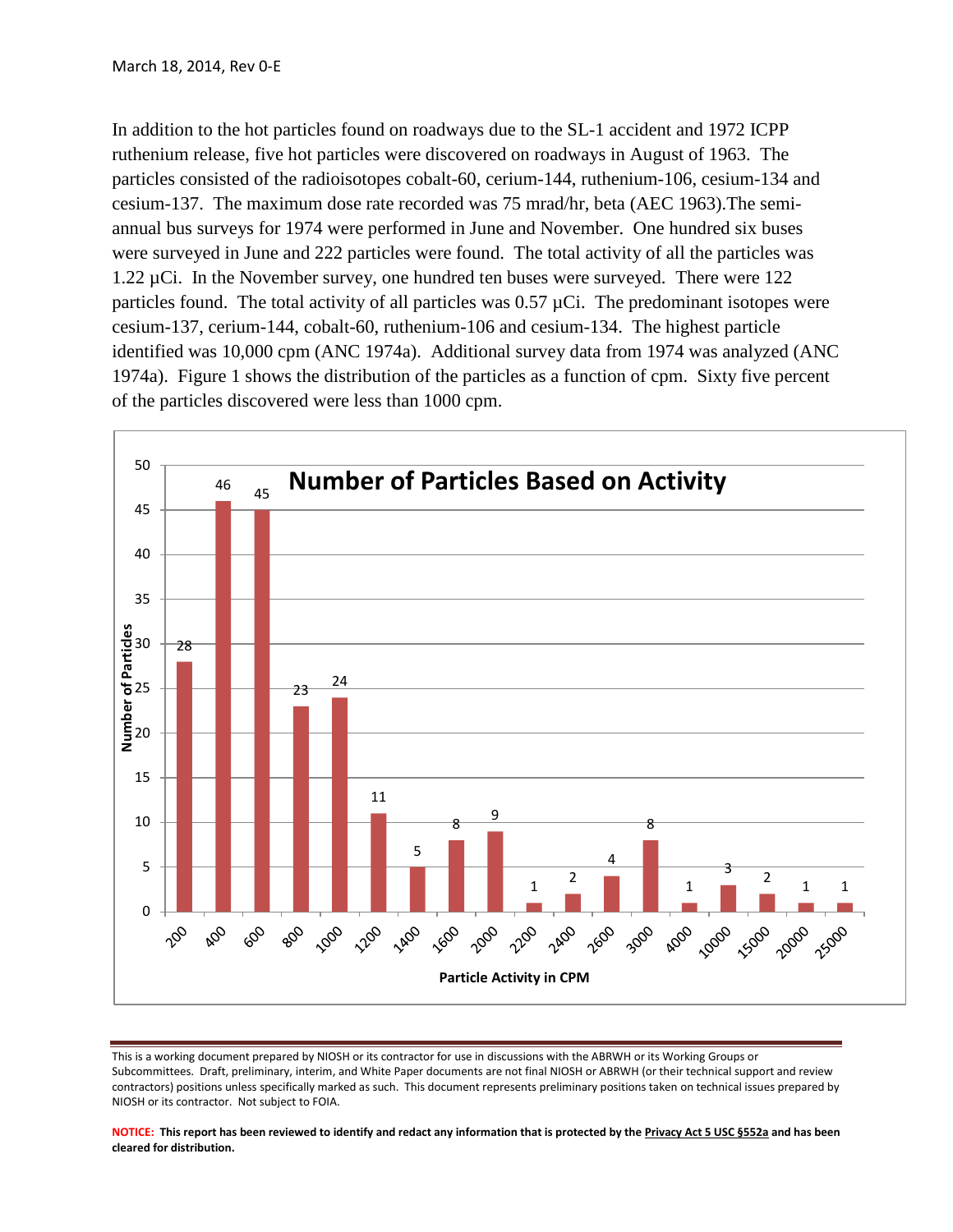In addition to the hot particles found on roadways due to the SL-1 accident and 1972 ICPP ruthenium release, five hot particles were discovered on roadways in August of 1963. The particles consisted of the radioisotopes cobalt-60, cerium-144, ruthenium-106, cesium-134 and cesium-137. The maximum dose rate recorded was 75 mrad/hr, beta (AEC 1963).The semi-annual bus surveys for 1974 were performed in June and November. One hundred six buses were surveyed in June and 222 particles were found. The total activity of all the particles was 1.22 µCi. In the November survey, one hundred ten buses were surveyed. There were 122 particles found. The total activity of all particles was 0.57 µCi. The predominant isotopes were cesium-137, cerium-144, cobalt-60, ruthenium-106 and cesium-134. The highest particle identified was 10,000 cpm (ANC 1974a). Additional survey data from 1974 was analyzed (ANC 1974a). Figure 1 shows the distribution of the particles as a function of cpm. Sixty five percent of the particles discovered were less than 1000 cpm.

**Number of Particles Based on Activity**

| Particle Activity in CPM | Number of Particles |
|---|---|
| 200 | 28 |
| 400 | 46 |
| 600 | 45 |
| 800 | 23 |
| 1000 | 24 |
| 1200 | 11 |
| 1400 | 5 |
| 1600 | 8 |
| 2000 | 9 |
| 2200 | 1 |
| 2400 | 2 |
| 2600 | 4 |
| 3000 | 8 |
| 4000 | 1 |
| 10000 | 3 |
| 15000 | 2 |
| 20000 | 1 |
| 25000 | 1 |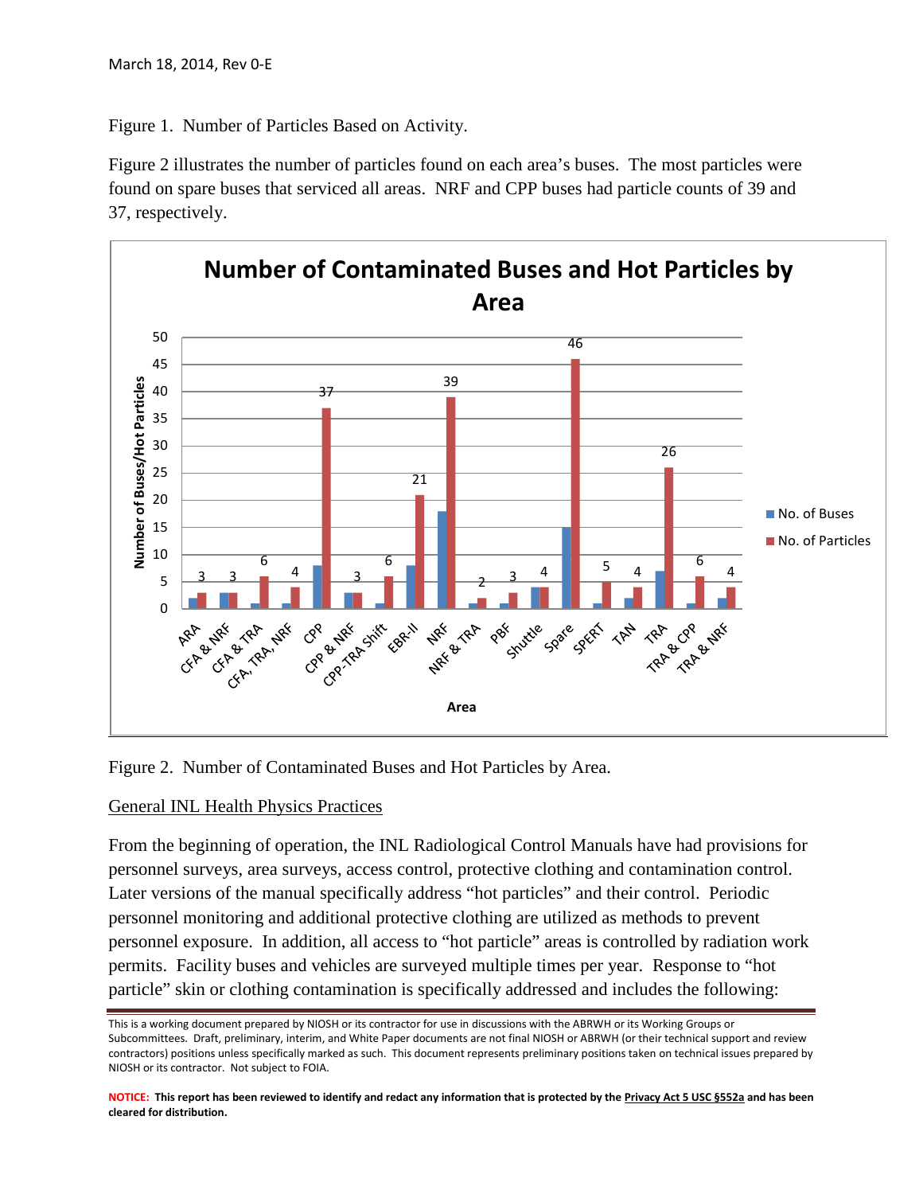Figure 1. Number of Particles Based on Activity.

Figure 2 illustrates the number of particles found on each area's buses. The most particles were found on spare buses that serviced all areas. NRF and CPP buses had particle counts of 39 and 37, respectively.

**Number of Contaminated Buses and Hot Particles by Area**

| Area | No. of Particles |
|---|---|
| ARA | 3 |
| CFA & NRF | 3 |
| CFA & TRA | 6 |
| CFA, TRA, NRF | 4 |
| CPP | 37 |
| CPP & NRF | 3 |
| CPP-TRA Shift | 6 |
| EBR-II | 21 |
| NRF | 39 |
| NRF & TRA | 2 |
| PBF | 3 |
| Shuttle | 4 |
| Spare | 46 |
| SPERT | 5 |
| TAN | 4 |
| TRA | 26 |
| TRA & CPP | 6 |
| TRA & NRF | 4 |

Figure 2. Number of Contaminated Buses and Hot Particles by Area.

## General INL Health Physics Practices

From the beginning of operation, the INL Radiological Control Manuals have had provisions for personnel surveys, area surveys, access control, protective clothing and contamination control. Later versions of the manual specifically address "hot particles" and their control. Periodic personnel monitoring and additional protective clothing are utilized as methods to prevent personnel exposure. In addition, all access to "hot particle" areas is controlled by radiation work permits. Facility buses and vehicles are surveyed multiple times per year. Response to "hot particle" skin or clothing contamination is specifically addressed and includes the following: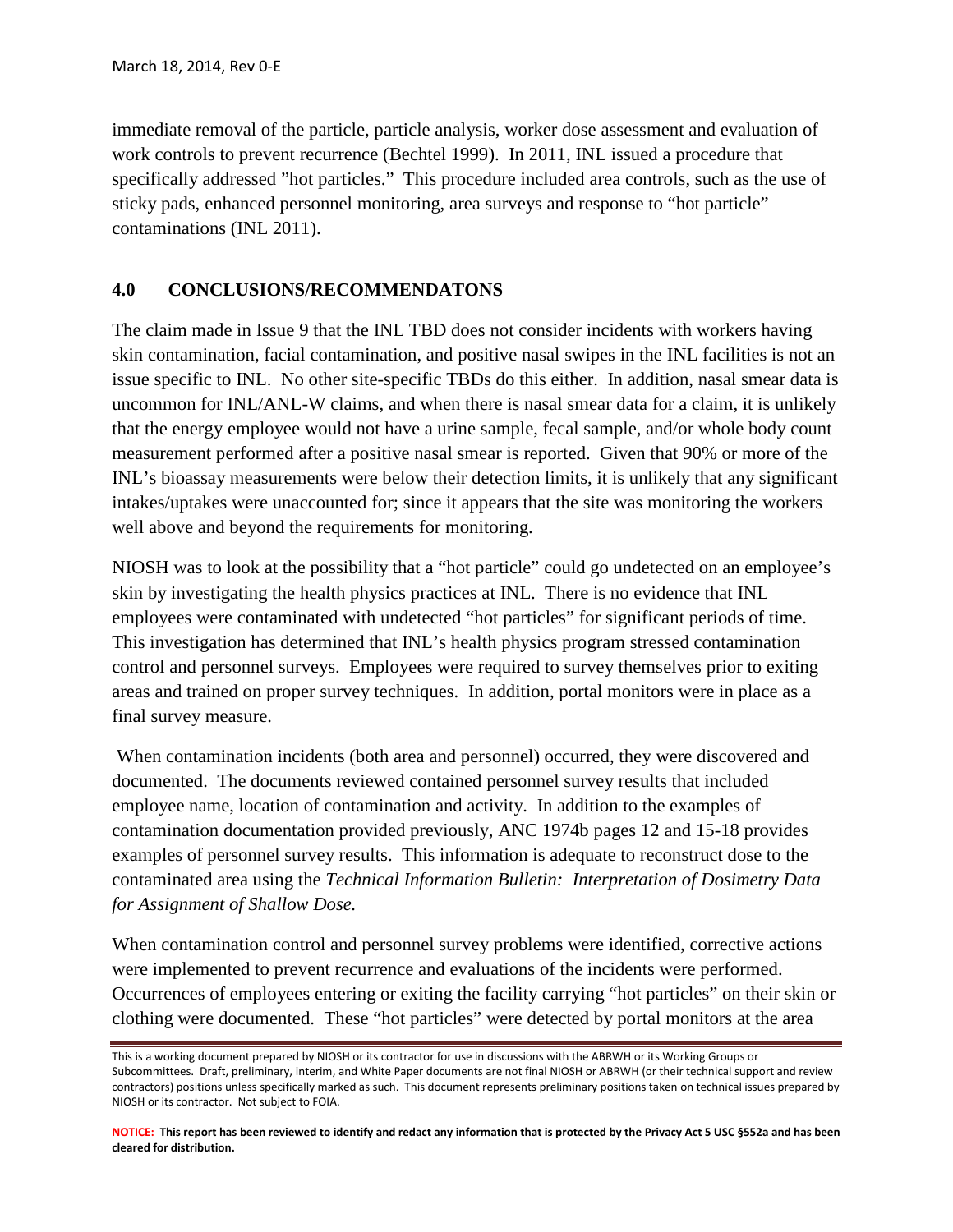immediate removal of the particle, particle analysis, worker dose assessment and evaluation of work controls to prevent recurrence (Bechtel 1999). In 2011, INL issued a procedure that specifically addressed "hot particles." This procedure included area controls, such as the use of sticky pads, enhanced personnel monitoring, area surveys and response to "hot particle" contaminations (INL 2011).

## 4.0 CONCLUSIONS/RECOMMENDATONS

The claim made in Issue 9 that the INL TBD does not consider incidents with workers having skin contamination, facial contamination, and positive nasal swipes in the INL facilities is not an issue specific to INL. No other site-specific TBDs do this either. In addition, nasal smear data is uncommon for INL/ANL-W claims, and when there is nasal smear data for a claim, it is unlikely that the energy employee would not have a urine sample, fecal sample, and/or whole body count measurement performed after a positive nasal smear is reported. Given that 90% or more of the INL's bioassay measurements were below their detection limits, it is unlikely that any significant intakes/uptakes were unaccounted for; since it appears that the site was monitoring the workers well above and beyond the requirements for monitoring.

NIOSH was to look at the possibility that a "hot particle" could go undetected on an employee's skin by investigating the health physics practices at INL. There is no evidence that INL employees were contaminated with undetected "hot particles" for significant periods of time. This investigation has determined that INL's health physics program stressed contamination control and personnel surveys. Employees were required to survey themselves prior to exiting areas and trained on proper survey techniques. In addition, portal monitors were in place as a final survey measure.

When contamination incidents (both area and personnel) occurred, they were discovered and documented. The documents reviewed contained personnel survey results that included employee name, location of contamination and activity. In addition to the examples of contamination documentation provided previously, ANC 1974b pages 12 and 15-18 provides examples of personnel survey results. This information is adequate to reconstruct dose to the contaminated area using the *Technical Information Bulletin: Interpretation of Dosimetry Data for Assignment of Shallow Dose.*

When contamination control and personnel survey problems were identified, corrective actions were implemented to prevent recurrence and evaluations of the incidents were performed. Occurrences of employees entering or exiting the facility carrying "hot particles" on their skin or clothing were documented. These "hot particles" were detected by portal monitors at the area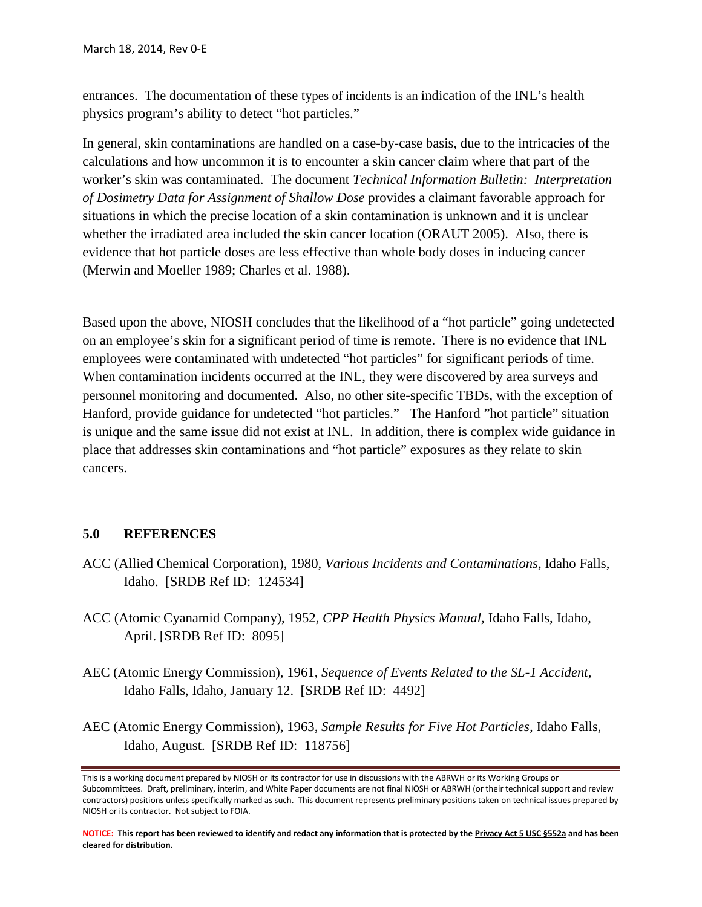entrances. The documentation of these types of incidents is an indication of the INL's health physics program's ability to detect "hot particles."

In general, skin contaminations are handled on a case-by-case basis, due to the intricacies of the calculations and how uncommon it is to encounter a skin cancer claim where that part of the worker's skin was contaminated. The document *Technical Information Bulletin: Interpretation of Dosimetry Data for Assignment of Shallow Dose* provides a claimant favorable approach for situations in which the precise location of a skin contamination is unknown and it is unclear whether the irradiated area included the skin cancer location (ORAUT 2005). Also, there is evidence that hot particle doses are less effective than whole body doses in inducing cancer (Merwin and Moeller 1989; Charles et al. 1988).

Based upon the above, NIOSH concludes that the likelihood of a "hot particle" going undetected on an employee's skin for a significant period of time is remote. There is no evidence that INL employees were contaminated with undetected "hot particles" for significant periods of time. When contamination incidents occurred at the INL, they were discovered by area surveys and personnel monitoring and documented. Also, no other site-specific TBDs, with the exception of Hanford, provide guidance for undetected "hot particles." The Hanford "hot particle" situation is unique and the same issue did not exist at INL. In addition, there is complex wide guidance in place that addresses skin contaminations and "hot particle" exposures as they relate to skin cancers.

## 5.0 REFERENCES

ACC (Allied Chemical Corporation), 1980, *Various Incidents and Contaminations*, Idaho Falls, Idaho. [SRDB Ref ID: 124534]

ACC (Atomic Cyanamid Company), 1952, *CPP Health Physics Manual*, Idaho Falls, Idaho, April. [SRDB Ref ID: 8095]

AEC (Atomic Energy Commission), 1961, *Sequence of Events Related to the SL-1 Accident*, Idaho Falls, Idaho, January 12. [SRDB Ref ID: 4492]

AEC (Atomic Energy Commission), 1963, *Sample Results for Five Hot Particles*, Idaho Falls, Idaho, August. [SRDB Ref ID: 118756]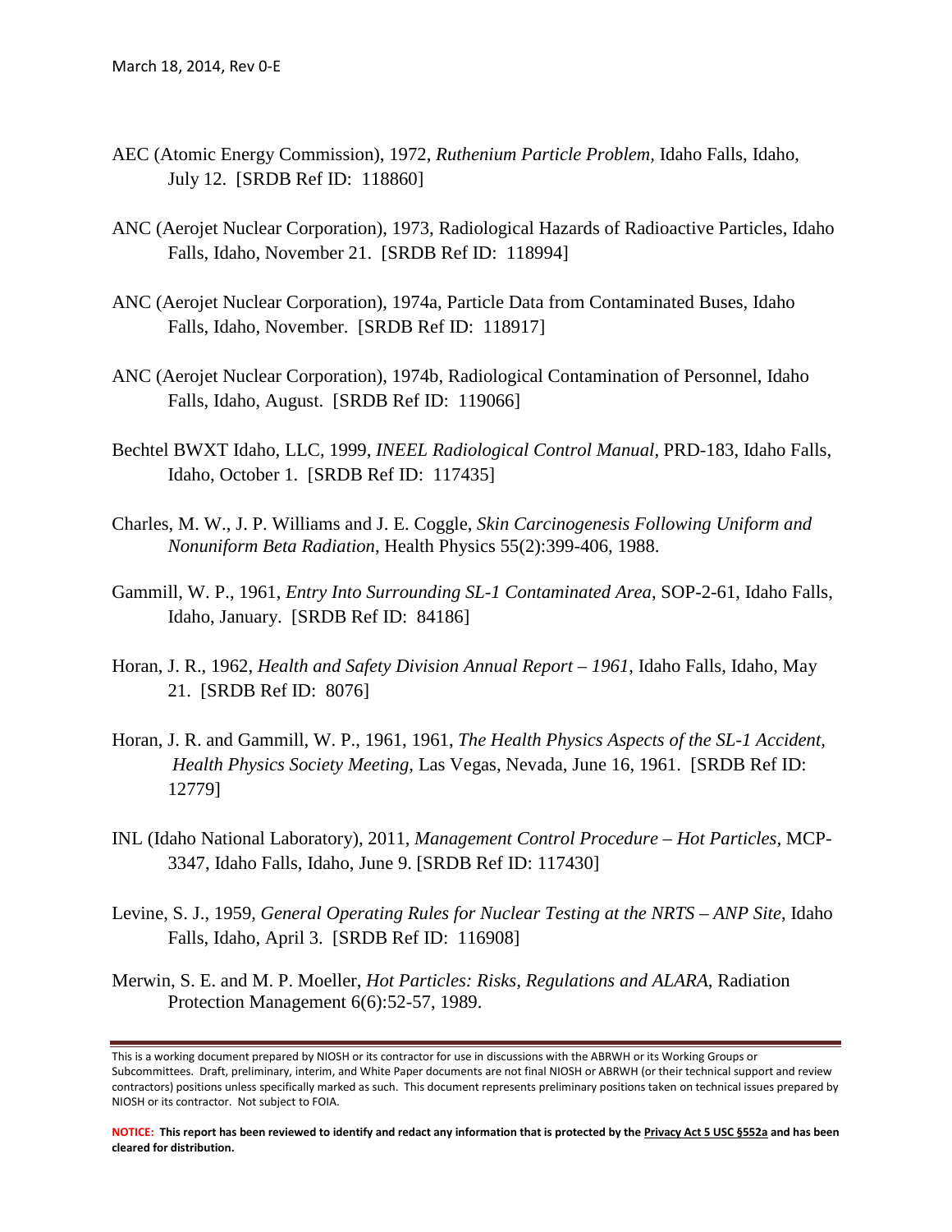AEC (Atomic Energy Commission), 1972, *Ruthenium Particle Problem*, Idaho Falls, Idaho, July 12. [SRDB Ref ID: 118860]

ANC (Aerojet Nuclear Corporation), 1973, Radiological Hazards of Radioactive Particles, Idaho Falls, Idaho, November 21. [SRDB Ref ID: 118994]

ANC (Aerojet Nuclear Corporation), 1974a, Particle Data from Contaminated Buses, Idaho Falls, Idaho, November. [SRDB Ref ID: 118917]

ANC (Aerojet Nuclear Corporation), 1974b, Radiological Contamination of Personnel, Idaho Falls, Idaho, August. [SRDB Ref ID: 119066]

Bechtel BWXT Idaho, LLC, 1999, *INEEL Radiological Control Manual*, PRD-183, Idaho Falls, Idaho, October 1. [SRDB Ref ID: 117435]

Charles, M. W., J. P. Williams and J. E. Coggle, *Skin Carcinogenesis Following Uniform and Nonuniform Beta Radiation*, Health Physics 55(2):399-406, 1988.

Gammill, W. P., 1961, *Entry Into Surrounding SL-1 Contaminated Area*, SOP-2-61, Idaho Falls, Idaho, January. [SRDB Ref ID: 84186]

Horan, J. R., 1962, *Health and Safety Division Annual Report – 1961*, Idaho Falls, Idaho, May 21. [SRDB Ref ID: 8076]

Horan, J. R. and Gammill, W. P., 1961, 1961, *The Health Physics Aspects of the SL-1 Accident, Health Physics Society Meeting*, Las Vegas, Nevada, June 16, 1961. [SRDB Ref ID: 12779]

INL (Idaho National Laboratory), 2011, *Management Control Procedure – Hot Particles*, MCP-3347, Idaho Falls, Idaho, June 9. [SRDB Ref ID: 117430]

Levine, S. J., 1959, *General Operating Rules for Nuclear Testing at the NRTS – ANP Site*, Idaho Falls, Idaho, April 3. [SRDB Ref ID: 116908]

Merwin, S. E. and M. P. Moeller, *Hot Particles: Risks, Regulations and ALARA*, Radiation Protection Management 6(6):52-57, 1989.

This is a working document prepared by NIOSH or its contractor for use in discussions with the ABRWH or its Working Groups or Subcommittees. Draft, preliminary, interim, and White Paper documents are not final NIOSH or ABRWH (or their technical support and review contractors) positions unless specifically marked as such. This document represents preliminary positions taken on technical issues prepared by NIOSH or its contractor. Not subject to FOIA.

**NOTICE: This report has been reviewed to identify and redact any information that is protected by the Privacy Act 5 USC §552a and has been cleared for distribution.**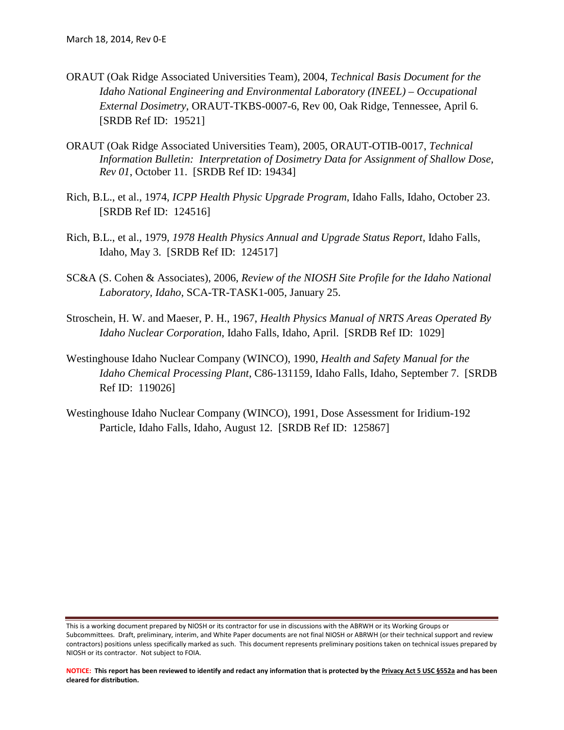ORAUT (Oak Ridge Associated Universities Team), 2004, *Technical Basis Document for the Idaho National Engineering and Environmental Laboratory (INEEL) – Occupational External Dosimetry*, ORAUT-TKBS-0007-6, Rev 00, Oak Ridge, Tennessee, April 6. [SRDB Ref ID: 19521]

ORAUT (Oak Ridge Associated Universities Team), 2005, ORAUT-OTIB-0017, *Technical Information Bulletin: Interpretation of Dosimetry Data for Assignment of Shallow Dose, Rev 01*, October 11. [SRDB Ref ID: 19434]

Rich, B.L., et al., 1974, *ICPP Health Physic Upgrade Program*, Idaho Falls, Idaho, October 23. [SRDB Ref ID: 124516]

Rich, B.L., et al., 1979, *1978 Health Physics Annual and Upgrade Status Report*, Idaho Falls, Idaho, May 3. [SRDB Ref ID: 124517]

SC&A (S. Cohen & Associates), 2006, *Review of the NIOSH Site Profile for the Idaho National Laboratory, Idaho*, SCA-TR-TASK1-005, January 25.

Stroschein, H. W. and Maeser, P. H., 1967, *Health Physics Manual of NRTS Areas Operated By Idaho Nuclear Corporation*, Idaho Falls, Idaho, April. [SRDB Ref ID: 1029]

Westinghouse Idaho Nuclear Company (WINCO), 1990, *Health and Safety Manual for the Idaho Chemical Processing Plant*, C86-131159, Idaho Falls, Idaho, September 7. [SRDB Ref ID: 119026]

Westinghouse Idaho Nuclear Company (WINCO), 1991, Dose Assessment for Iridium-192 Particle, Idaho Falls, Idaho, August 12. [SRDB Ref ID: 125867]